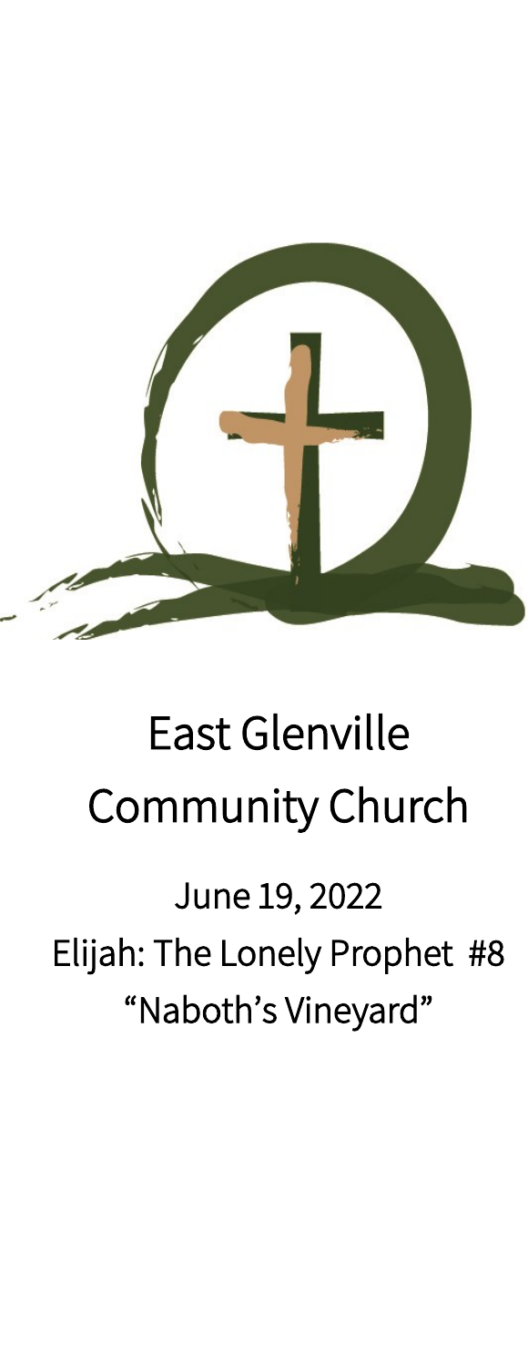# East Glenville Community Church

June 19, 2022

Elijah: The Lonely Prophet #8

"Naboth's Vineyard"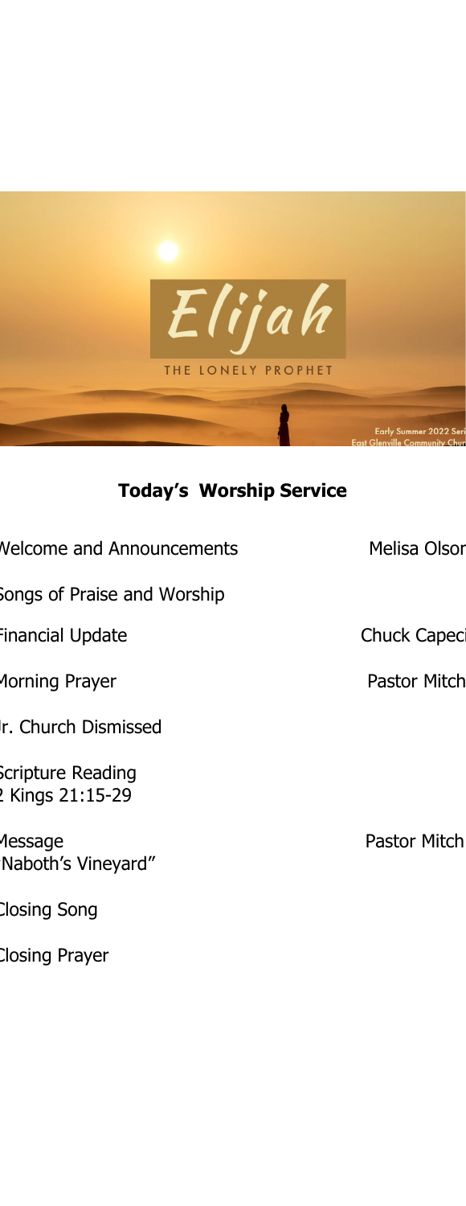Elijah

THE LONELY PROPHET

Early Summer 2022 Seri
East Glenville Community Chur

## Today's Worship Service

| | |
|---|---|
| Welcome and Announcements | Melisa Olson |
| Songs of Praise and Worship | |
| Financial Update | Chuck Capeci |
| Morning Prayer | Pastor Mitch |
| Jr. Church Dismissed | |
| Scripture Reading<br>2 Kings 21:15-29 | |
| Message<br>"Naboth's Vineyard" | Pastor Mitch |
| Closing Song | |
| Closing Prayer | |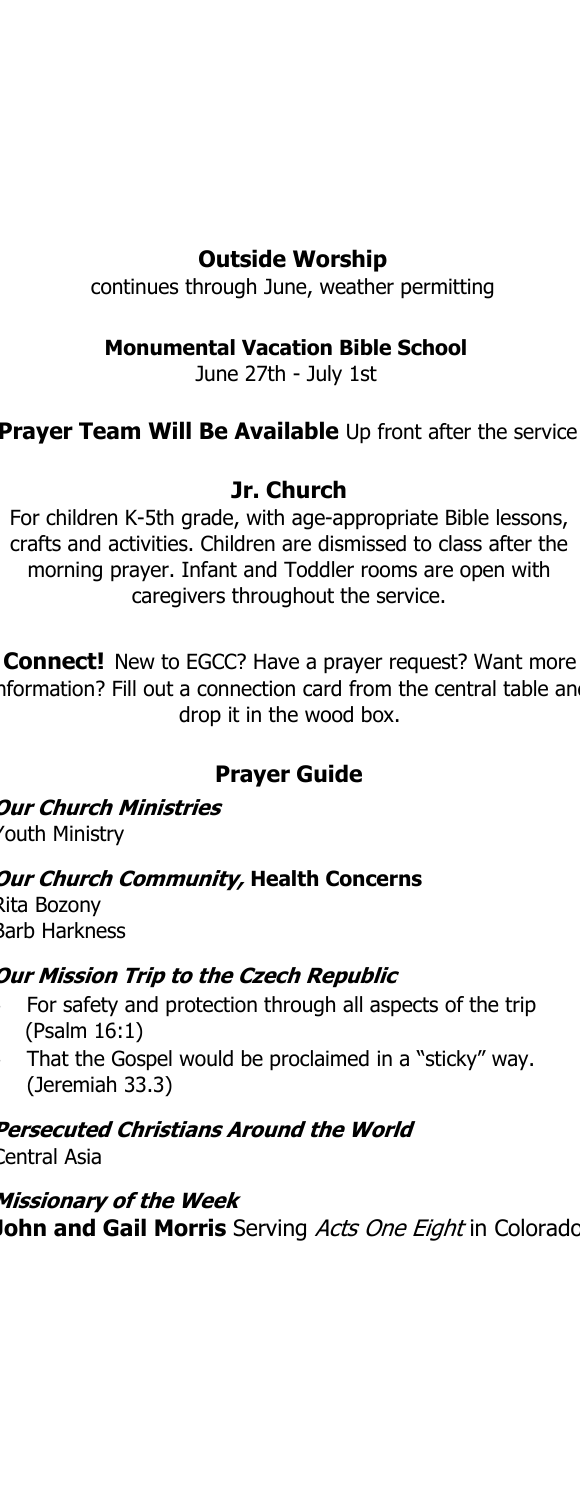**Outside Worship**

continues through June, weather permitting

**Monumental Vacation Bible School**

June 27th - July 1st

**Prayer Team Will Be Available** Up front after the service

**Jr. Church**

For children K-5th grade, with age-appropriate Bible lessons, crafts and activities. Children are dismissed to class after the morning prayer. Infant and Toddler rooms are open with caregivers throughout the service.

**Connect!** New to EGCC? Have a prayer request? Want more information? Fill out a connection card from the central table and drop it in the wood box.

## Prayer Guide

***Our Church Ministries***

Youth Ministry

***Our Church Community,* Health Concerns**

Rita Bozony
Barb Harkness

***Our Mission Trip to the Czech Republic***

- For safety and protection through all aspects of the trip (Psalm 16:1)
- That the Gospel would be proclaimed in a "sticky" way. (Jeremiah 33.3)

***Persecuted Christians Around the World***

Central Asia

***Missionary of the Week***

**John and Gail Morris** Serving *Acts One Eight* in Colorado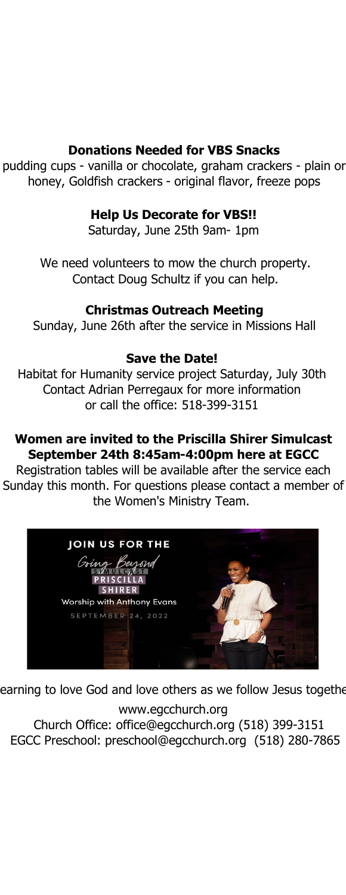**Donations Needed for VBS Snacks**

pudding cups - vanilla or chocolate, graham crackers - plain or honey, Goldfish crackers - original flavor, freeze pops

**Help Us Decorate for VBS!!**

Saturday, June 25th 9am- 1pm

We need volunteers to mow the church property.
Contact Doug Schultz if you can help.

**Christmas Outreach Meeting**

Sunday, June 26th after the service in Missions Hall

**Save the Date!**

Habitat for Humanity service project Saturday, July 30th
Contact Adrian Perregaux for more information
or call the office: 518-399-3151

**Women are invited to the Priscilla Shirer Simulcast September 24th 8:45am-4:00pm here at EGCC**

Registration tables will be available after the service each Sunday this month. For questions please contact a member of the Women's Ministry Team.

JOIN US FOR THE
Going Beyond
SIMULCAST
PRISCILLA
SHIRER
Worship with Anthony Evans
SEPTEMBER 24, 2022

earning to love God and love others as we follow Jesus togethe

www.egcchurch.org
Church Office: office@egcchurch.org (518) 399-3151
EGCC Preschool: preschool@egcchurch.org (518) 280-7865